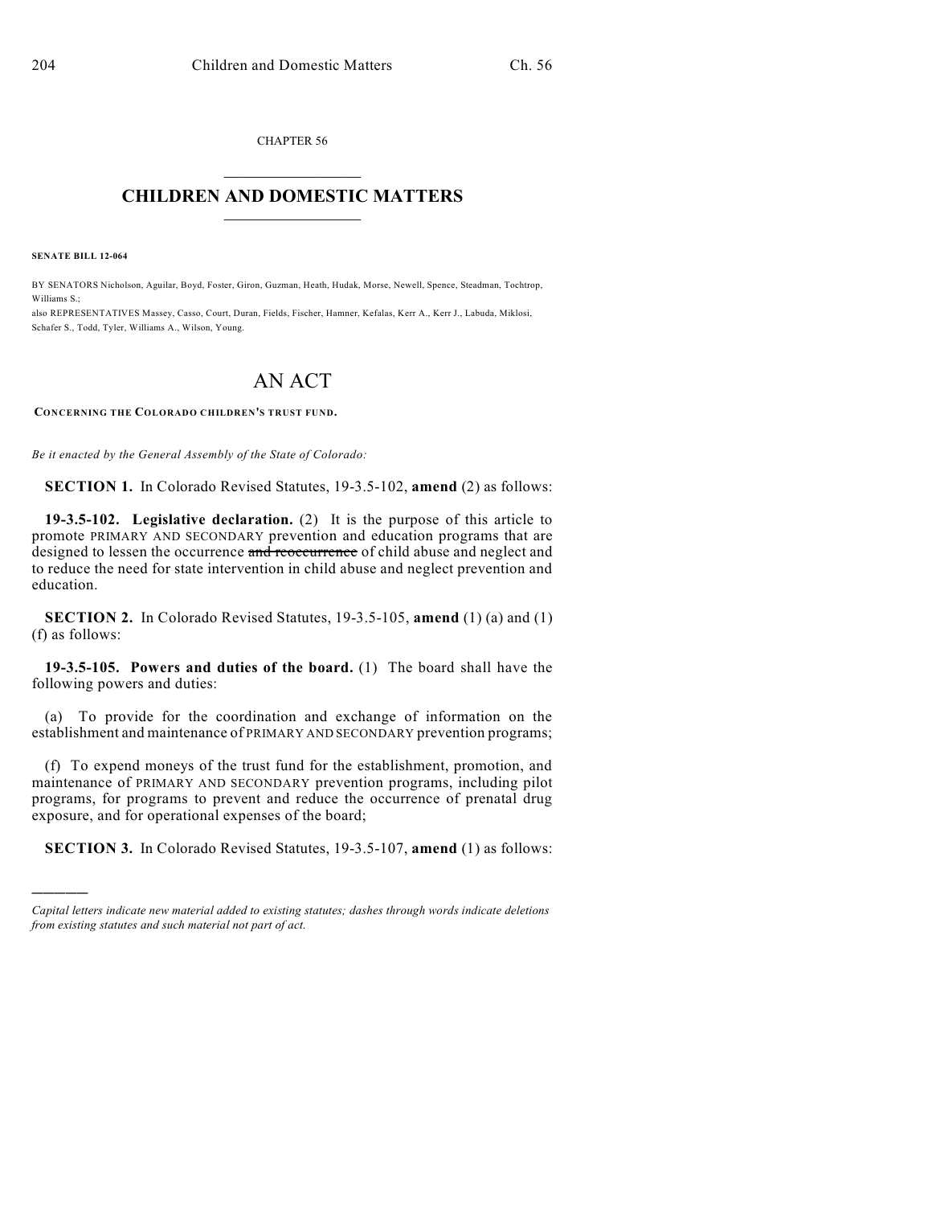CHAPTER 56

# CHILDREN AND DOMESTIC MATTERS

**SENATE BILL 12-064**

BY SENATORS Nicholson, Aguilar, Boyd, Foster, Giron, Guzman, Heath, Hudak, Morse, Newell, Spence, Steadman, Tochtrop, Williams S.;
also REPRESENTATIVES Massey, Casso, Court, Duran, Fields, Fischer, Hamner, Kefalas, Kerr A., Kerr J., Labuda, Miklosi, Schafer S., Todd, Tyler, Williams A., Wilson, Young.

# AN ACT

**CONCERNING THE COLORADO CHILDREN'S TRUST FUND.**

*Be it enacted by the General Assembly of the State of Colorado:*

**SECTION 1.** In Colorado Revised Statutes, 19-3.5-102, **amend** (2) as follows:

**19-3.5-102. Legislative declaration.** (2) It is the purpose of this article to promote PRIMARY AND SECONDARY prevention and education programs that are designed to lessen the occurrence ~~and reoccurrence~~ of child abuse and neglect and to reduce the need for state intervention in child abuse and neglect prevention and education.

**SECTION 2.** In Colorado Revised Statutes, 19-3.5-105, **amend** (1) (a) and (1) (f) as follows:

**19-3.5-105. Powers and duties of the board.** (1) The board shall have the following powers and duties:

(a) To provide for the coordination and exchange of information on the establishment and maintenance of PRIMARY AND SECONDARY prevention programs;

(f) To expend moneys of the trust fund for the establishment, promotion, and maintenance of PRIMARY AND SECONDARY prevention programs, including pilot programs, for programs to prevent and reduce the occurrence of prenatal drug exposure, and for operational expenses of the board;

**SECTION 3.** In Colorado Revised Statutes, 19-3.5-107, **amend** (1) as follows:

---

*Capital letters indicate new material added to existing statutes; dashes through words indicate deletions from existing statutes and such material not part of act.*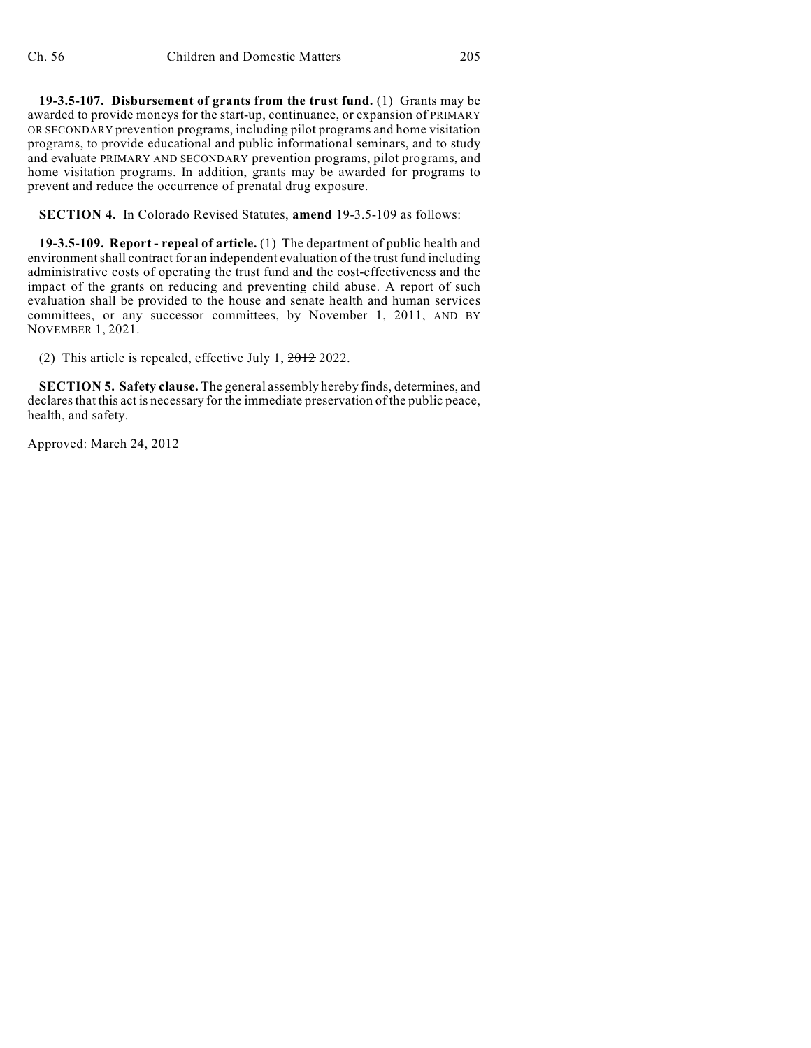**19-3.5-107. Disbursement of grants from the trust fund.** (1) Grants may be awarded to provide moneys for the start-up, continuance, or expansion of PRIMARY OR SECONDARY prevention programs, including pilot programs and home visitation programs, to provide educational and public informational seminars, and to study and evaluate PRIMARY AND SECONDARY prevention programs, pilot programs, and home visitation programs. In addition, grants may be awarded for programs to prevent and reduce the occurrence of prenatal drug exposure.

**SECTION 4.** In Colorado Revised Statutes, **amend** 19-3.5-109 as follows:

**19-3.5-109. Report - repeal of article.** (1) The department of public health and environment shall contract for an independent evaluation of the trust fund including administrative costs of operating the trust fund and the cost-effectiveness and the impact of the grants on reducing and preventing child abuse. A report of such evaluation shall be provided to the house and senate health and human services committees, or any successor committees, by November 1, 2011, AND BY NOVEMBER 1, 2021.

(2) This article is repealed, effective July 1, ~~2012~~ 2022.

**SECTION 5. Safety clause.** The general assembly hereby finds, determines, and declares that this act is necessary for the immediate preservation of the public peace, health, and safety.

Approved: March 24, 2012